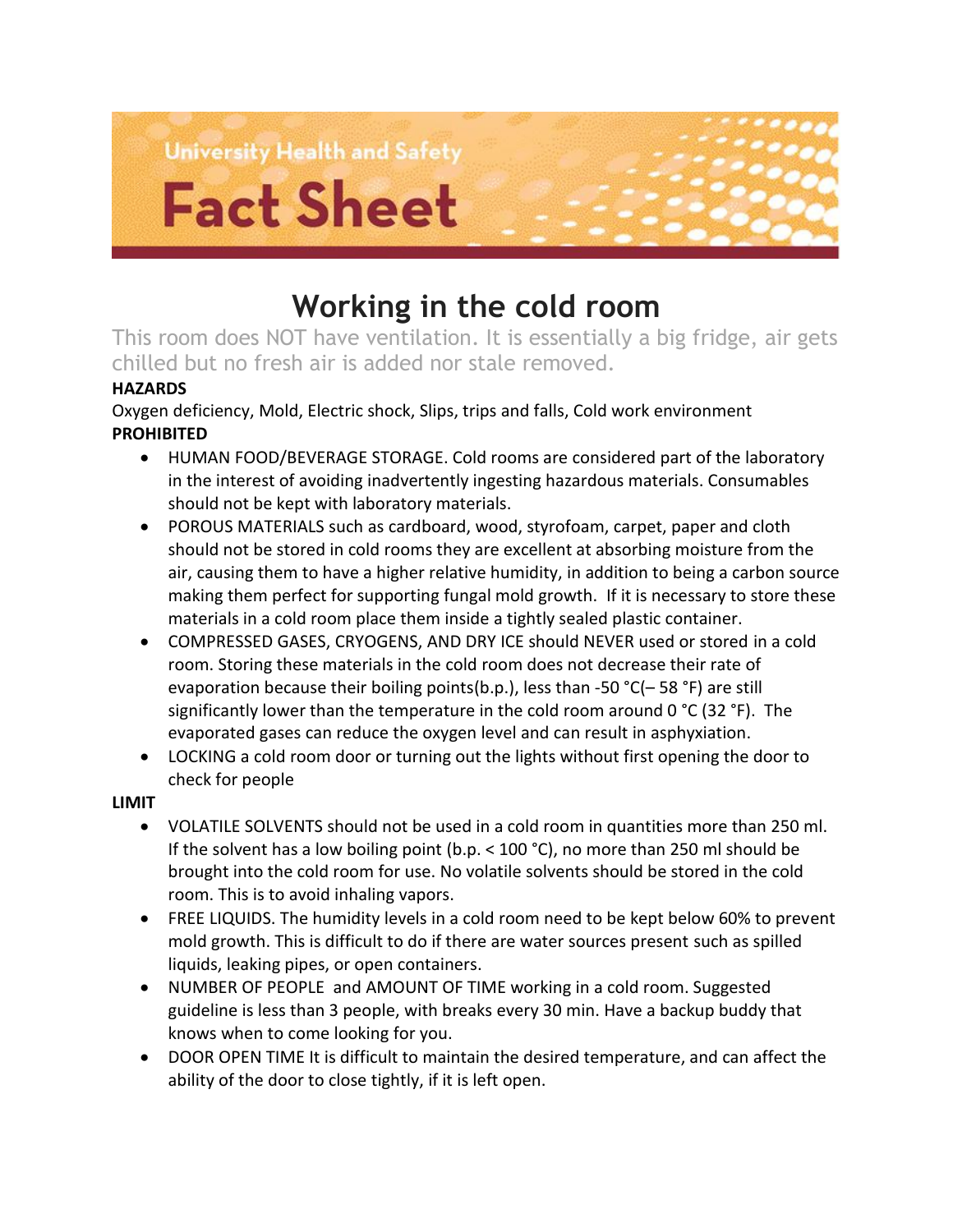University Health and Safety

# Fact Sheet

## Working in the cold room

This room does NOT have ventilation. It is essentially a big fridge, air gets chilled but no fresh air is added nor stale removed.

**HAZARDS**

Oxygen deficiency, Mold, Electric shock, Slips, trips and falls, Cold work environment

**PROHIBITED**

- HUMAN FOOD/BEVERAGE STORAGE. Cold rooms are considered part of the laboratory in the interest of avoiding inadvertently ingesting hazardous materials. Consumables should not be kept with laboratory materials.
- POROUS MATERIALS such as cardboard, wood, styrofoam, carpet, paper and cloth should not be stored in cold rooms they are excellent at absorbing moisture from the air, causing them to have a higher relative humidity, in addition to being a carbon source making them perfect for supporting fungal mold growth. If it is necessary to store these materials in a cold room place them inside a tightly sealed plastic container.
- COMPRESSED GASES, CRYOGENS, AND DRY ICE should NEVER used or stored in a cold room. Storing these materials in the cold room does not decrease their rate of evaporation because their boiling points(b.p.), less than -50 °C(– 58 °F) are still significantly lower than the temperature in the cold room around 0 °C (32 °F). The evaporated gases can reduce the oxygen level and can result in asphyxiation.
- LOCKING a cold room door or turning out the lights without first opening the door to check for people

**LIMIT**

- VOLATILE SOLVENTS should not be used in a cold room in quantities more than 250 ml. If the solvent has a low boiling point (b.p. < 100 °C), no more than 250 ml should be brought into the cold room for use. No volatile solvents should be stored in the cold room. This is to avoid inhaling vapors.
- FREE LIQUIDS. The humidity levels in a cold room need to be kept below 60% to prevent mold growth. This is difficult to do if there are water sources present such as spilled liquids, leaking pipes, or open containers.
- NUMBER OF PEOPLE and AMOUNT OF TIME working in a cold room. Suggested guideline is less than 3 people, with breaks every 30 min. Have a backup buddy that knows when to come looking for you.
- DOOR OPEN TIME It is difficult to maintain the desired temperature, and can affect the ability of the door to close tightly, if it is left open.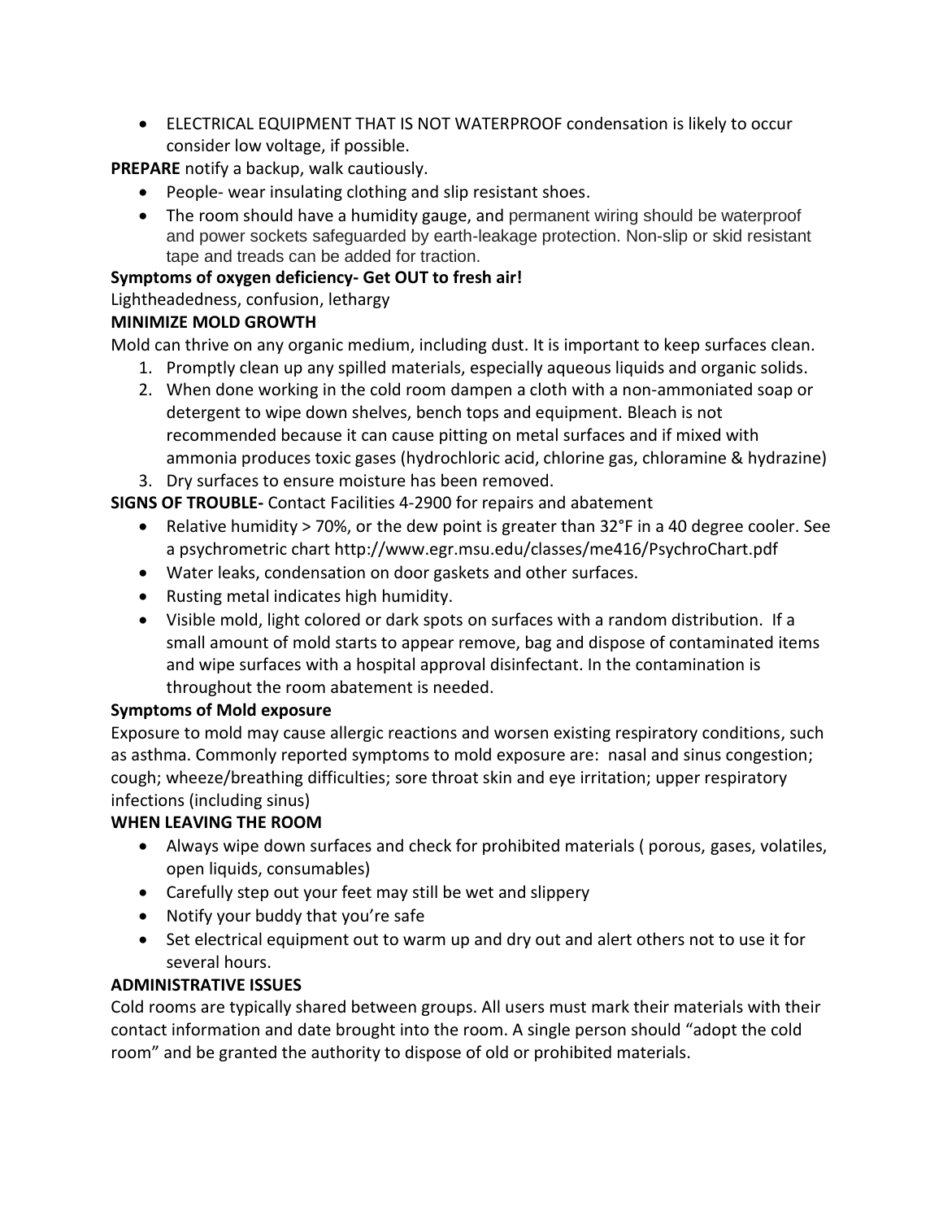- ELECTRICAL EQUIPMENT THAT IS NOT WATERPROOF condensation is likely to occur consider low voltage, if possible.

**PREPARE** notify a backup, walk cautiously.

- People- wear insulating clothing and slip resistant shoes.
- The room should have a humidity gauge, and permanent wiring should be waterproof and power sockets safeguarded by earth-leakage protection. Non-slip or skid resistant tape and treads can be added for traction.

**Symptoms of oxygen deficiency- Get OUT to fresh air!**

Lightheadedness, confusion, lethargy

**MINIMIZE MOLD GROWTH**

Mold can thrive on any organic medium, including dust. It is important to keep surfaces clean.

1. Promptly clean up any spilled materials, especially aqueous liquids and organic solids.
2. When done working in the cold room dampen a cloth with a non-ammoniated soap or detergent to wipe down shelves, bench tops and equipment. Bleach is not recommended because it can cause pitting on metal surfaces and if mixed with ammonia produces toxic gases (hydrochloric acid, chlorine gas, chloramine & hydrazine)
3. Dry surfaces to ensure moisture has been removed.

**SIGNS OF TROUBLE-** Contact Facilities 4-2900 for repairs and abatement

- Relative humidity > 70%, or the dew point is greater than 32°F in a 40 degree cooler. See a psychrometric chart http://www.egr.msu.edu/classes/me416/PsychroChart.pdf
- Water leaks, condensation on door gaskets and other surfaces.
- Rusting metal indicates high humidity.
- Visible mold, light colored or dark spots on surfaces with a random distribution. If a small amount of mold starts to appear remove, bag and dispose of contaminated items and wipe surfaces with a hospital approval disinfectant. In the contamination is throughout the room abatement is needed.

**Symptoms of Mold exposure**

Exposure to mold may cause allergic reactions and worsen existing respiratory conditions, such as asthma. Commonly reported symptoms to mold exposure are: nasal and sinus congestion; cough; wheeze/breathing difficulties; sore throat skin and eye irritation; upper respiratory infections (including sinus)

**WHEN LEAVING THE ROOM**

- Always wipe down surfaces and check for prohibited materials ( porous, gases, volatiles, open liquids, consumables)
- Carefully step out your feet may still be wet and slippery
- Notify your buddy that you're safe
- Set electrical equipment out to warm up and dry out and alert others not to use it for several hours.

**ADMINISTRATIVE ISSUES**

Cold rooms are typically shared between groups. All users must mark their materials with their contact information and date brought into the room. A single person should "adopt the cold room" and be granted the authority to dispose of old or prohibited materials.